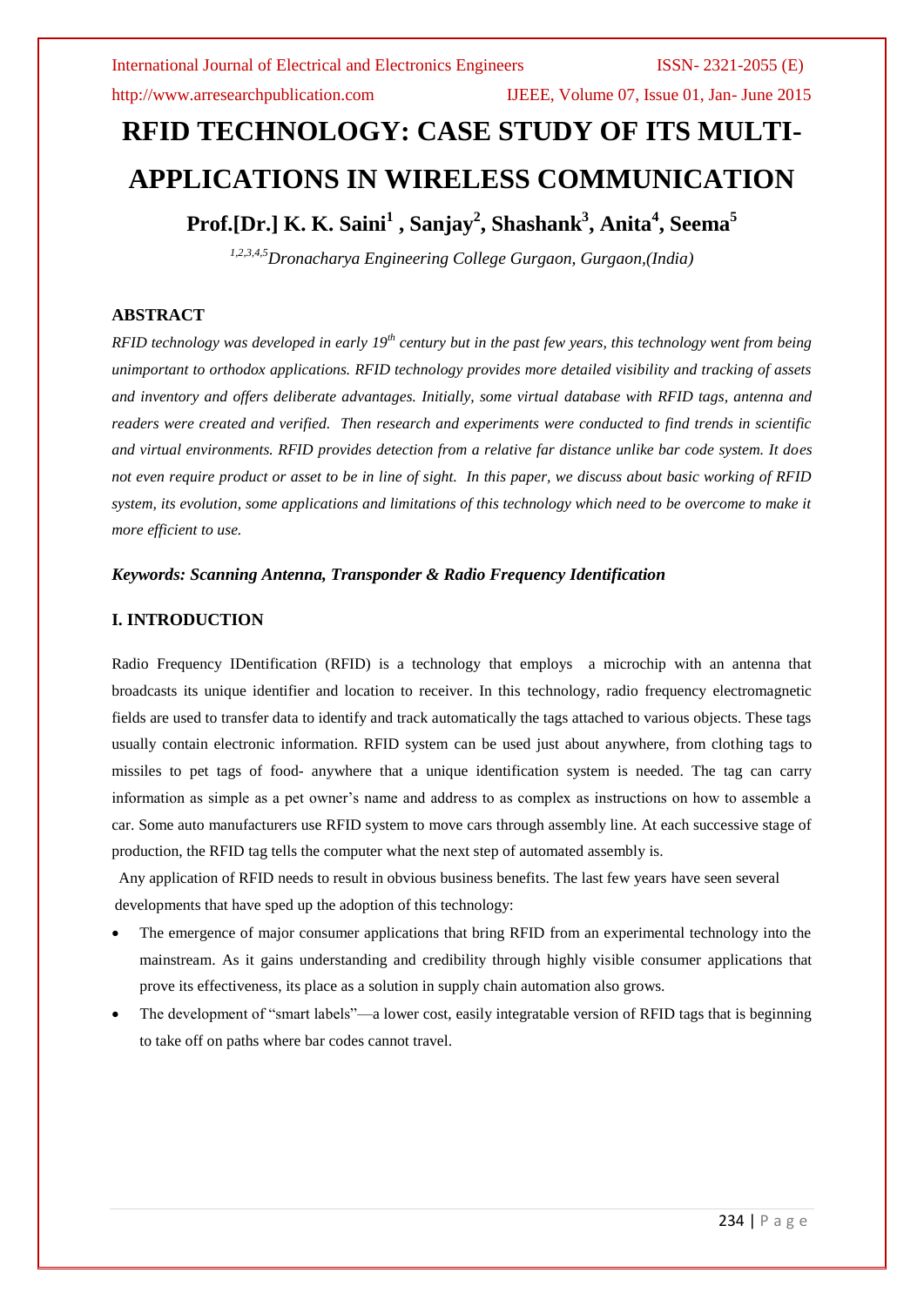# RFID TECHNOLOGY: CASE STUDY OF ITS MULTI-APPLICATIONS IN WIRELESS COMMUNICATION

**Prof.[Dr.] K. K. Saini[1] , Sanjay[2], Shashank[3], Anita[4], Seema[5]**

*[1,2,3,4,5]Dronacharya Engineering College Gurgaon, Gurgaon,(India)*

## ABSTRACT

*RFID technology was developed in early 19th century but in the past few years, this technology went from being unimportant to orthodox applications. RFID technology provides more detailed visibility and tracking of assets and inventory and offers deliberate advantages. Initially, some virtual database with RFID tags, antenna and readers were created and verified. Then research and experiments were conducted to find trends in scientific and virtual environments. RFID provides detection from a relative far distance unlike bar code system. It does not even require product or asset to be in line of sight. In this paper, we discuss about basic working of RFID system, its evolution, some applications and limitations of this technology which need to be overcome to make it more efficient to use.*

***Keywords: Scanning Antenna, Transponder & Radio Frequency Identification***

## I. INTRODUCTION

Radio Frequency IDentification (RFID) is a technology that employs a microchip with an antenna that broadcasts its unique identifier and location to receiver. In this technology, radio frequency electromagnetic fields are used to transfer data to identify and track automatically the tags attached to various objects. These tags usually contain electronic information. RFID system can be used just about anywhere, from clothing tags to missiles to pet tags of food- anywhere that a unique identification system is needed. The tag can carry information as simple as a pet owner's name and address to as complex as instructions on how to assemble a car. Some auto manufacturers use RFID system to move cars through assembly line. At each successive stage of production, the RFID tag tells the computer what the next step of automated assembly is.

Any application of RFID needs to result in obvious business benefits. The last few years have seen several developments that have sped up the adoption of this technology:

- The emergence of major consumer applications that bring RFID from an experimental technology into the mainstream. As it gains understanding and credibility through highly visible consumer applications that prove its effectiveness, its place as a solution in supply chain automation also grows.
- The development of "smart labels"—a lower cost, easily integratable version of RFID tags that is beginning to take off on paths where bar codes cannot travel.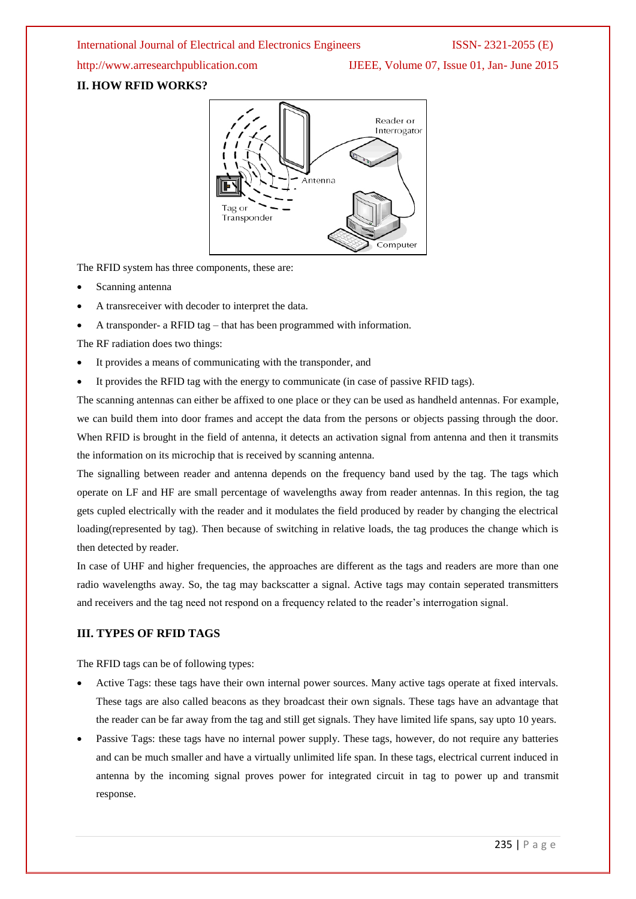## II. HOW RFID WORKS?

The RFID system has three components, these are:

- Scanning antenna
- A transreceiver with decoder to interpret the data.
- A transponder- a RFID tag – that has been programmed with information.

The RF radiation does two things:

- It provides a means of communicating with the transponder, and
- It provides the RFID tag with the energy to communicate (in case of passive RFID tags).

The scanning antennas can either be affixed to one place or they can be used as handheld antennas. For example, we can build them into door frames and accept the data from the persons or objects passing through the door. When RFID is brought in the field of antenna, it detects an activation signal from antenna and then it transmits the information on its microchip that is received by scanning antenna.

The signalling between reader and antenna depends on the frequency band used by the tag. The tags which operate on LF and HF are small percentage of wavelengths away from reader antennas. In this region, the tag gets cupled electrically with the reader and it modulates the field produced by reader by changing the electrical loading(represented by tag). Then because of switching in relative loads, the tag produces the change which is then detected by reader.

In case of UHF and higher frequencies, the approaches are different as the tags and readers are more than one radio wavelengths away. So, the tag may backscatter a signal. Active tags may contain seperated transmitters and receivers and the tag need not respond on a frequency related to the reader's interrogation signal.

## III. TYPES OF RFID TAGS

The RFID tags can be of following types:

- Active Tags: these tags have their own internal power sources. Many active tags operate at fixed intervals. These tags are also called beacons as they broadcast their own signals. These tags have an advantage that the reader can be far away from the tag and still get signals. They have limited life spans, say upto 10 years.
- Passive Tags: these tags have no internal power supply. These tags, however, do not require any batteries and can be much smaller and have a virtually unlimited life span. In these tags, electrical current induced in antenna by the incoming signal proves power for integrated circuit in tag to power up and transmit response.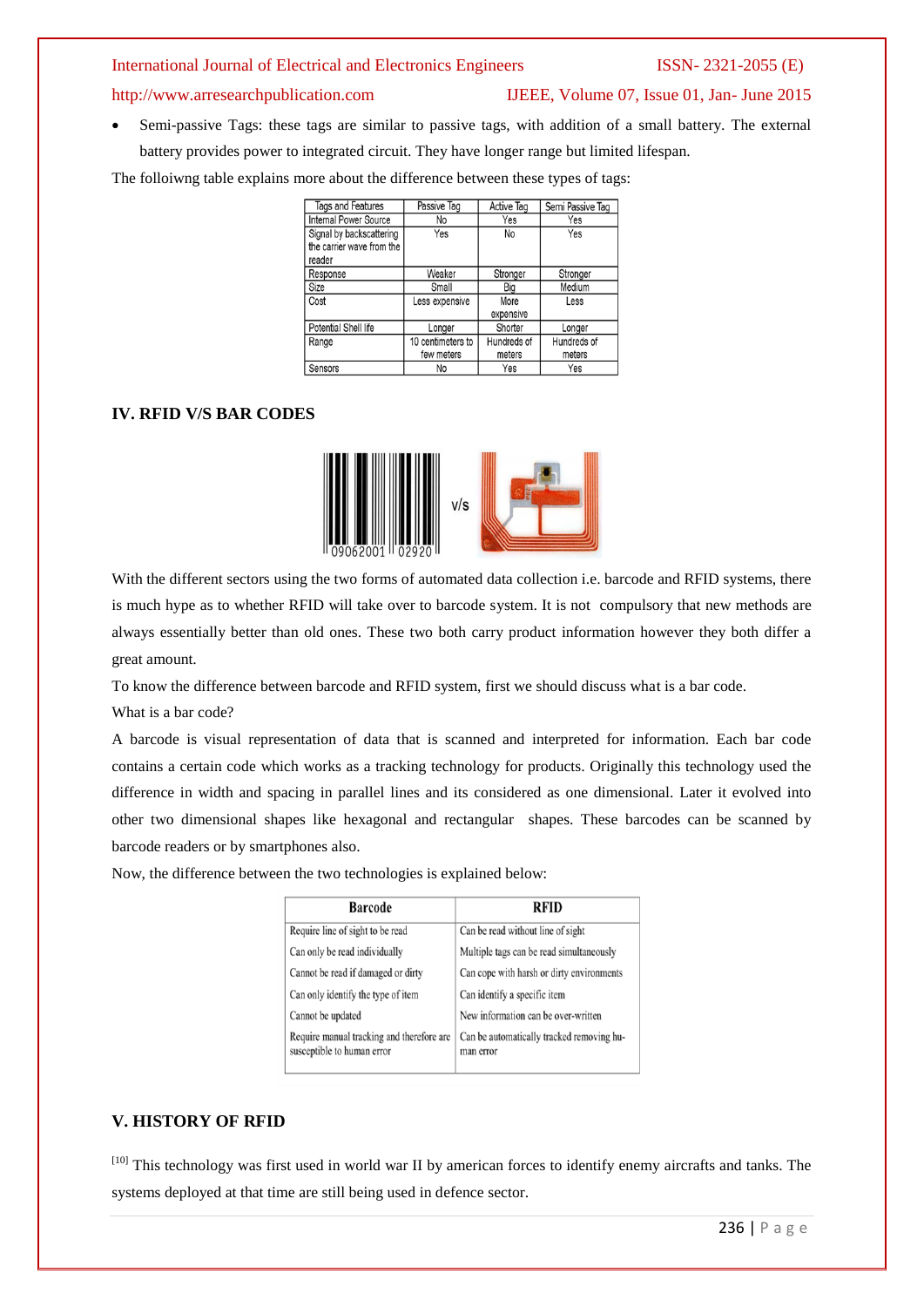- Semi-passive Tags: these tags are similar to passive tags, with addition of a small battery. The external battery provides power to integrated circuit. They have longer range but limited lifespan.

The folloiwng table explains more about the difference between these types of tags:

| Tags and Features | Passive Tag | Active Tag | Semi Passive Tag |
|---|---|---|---|
| Internal Power Source | No | Yes | Yes |
| Signal by backscattering the carrier wave from the reader | Yes | No | Yes |
| Response | Weaker | Stronger | Stronger |
| Size | Small | Big | Medium |
| Cost | Less expensive | More expensive | Less |
| Potential Shell life | Longer | Shorter | Longer |
| Range | 10 centimeters to few meters | Hundreds of meters | Hundreds of meters |
| Sensors | No | Yes | Yes |

## IV. RFID V/S BAR CODES

v/s

With the different sectors using the two forms of automated data collection i.e. barcode and RFID systems, there is much hype as to whether RFID will take over to barcode system. It is not compulsory that new methods are always essentially better than old ones. These two both carry product information however they both differ a great amount.

To know the difference between barcode and RFID system, first we should discuss what is a bar code.

What is a bar code?

A barcode is visual representation of data that is scanned and interpreted for information. Each bar code contains a certain code which works as a tracking technology for products. Originally this technology used the difference in width and spacing in parallel lines and its considered as one dimensional. Later it evolved into other two dimensional shapes like hexagonal and rectangular shapes. These barcodes can be scanned by barcode readers or by smartphones also.

Now, the difference between the two technologies is explained below:

| Barcode | RFID |
|---|---|
| Require line of sight to be read | Can be read without line of sight |
| Can only be read individually | Multiple tags can be read simultaneously |
| Cannot be read if damaged or dirty | Can cope with harsh or dirty environments |
| Can only identify the type of item | Can identify a specific item |
| Cannot be updated | New information can be over-written |
| Require manual tracking and therefore are susceptible to human error | Can be automatically tracked removing human error |

## V. HISTORY OF RFID

[10] This technology was first used in world war II by american forces to identify enemy aircrafts and tanks. The systems deployed at that time are still being used in defence sector.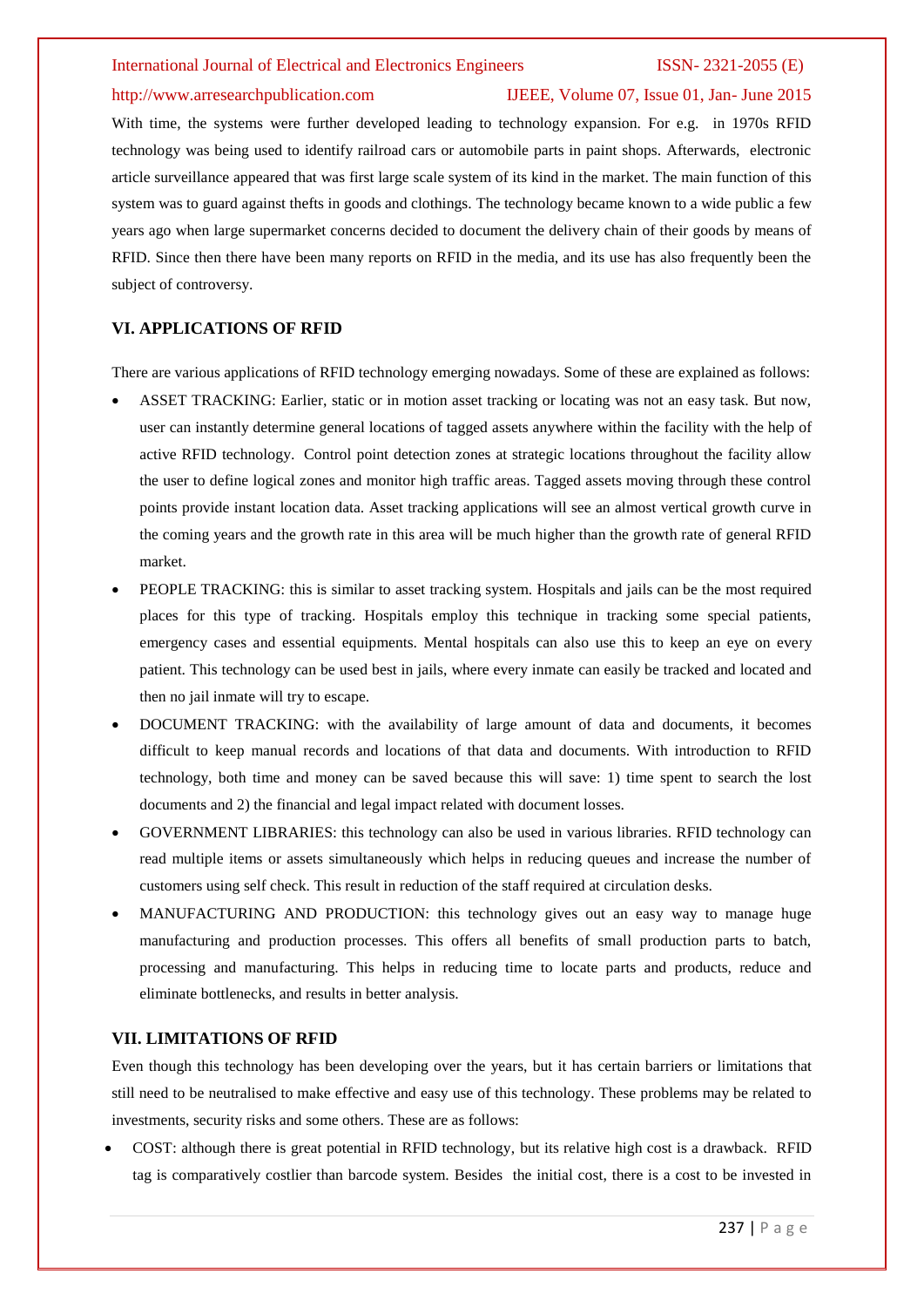With time, the systems were further developed leading to technology expansion. For e.g. in 1970s RFID technology was being used to identify railroad cars or automobile parts in paint shops. Afterwards, electronic article surveillance appeared that was first large scale system of its kind in the market. The main function of this system was to guard against thefts in goods and clothings. The technology became known to a wide public a few years ago when large supermarket concerns decided to document the delivery chain of their goods by means of RFID. Since then there have been many reports on RFID in the media, and its use has also frequently been the subject of controversy.

## VI. APPLICATIONS OF RFID

There are various applications of RFID technology emerging nowadays. Some of these are explained as follows:

- ASSET TRACKING: Earlier, static or in motion asset tracking or locating was not an easy task. But now, user can instantly determine general locations of tagged assets anywhere within the facility with the help of active RFID technology. Control point detection zones at strategic locations throughout the facility allow the user to define logical zones and monitor high traffic areas. Tagged assets moving through these control points provide instant location data. Asset tracking applications will see an almost vertical growth curve in the coming years and the growth rate in this area will be much higher than the growth rate of general RFID market.
- PEOPLE TRACKING: this is similar to asset tracking system. Hospitals and jails can be the most required places for this type of tracking. Hospitals employ this technique in tracking some special patients, emergency cases and essential equipments. Mental hospitals can also use this to keep an eye on every patient. This technology can be used best in jails, where every inmate can easily be tracked and located and then no jail inmate will try to escape.
- DOCUMENT TRACKING: with the availability of large amount of data and documents, it becomes difficult to keep manual records and locations of that data and documents. With introduction to RFID technology, both time and money can be saved because this will save: 1) time spent to search the lost documents and 2) the financial and legal impact related with document losses.
- GOVERNMENT LIBRARIES: this technology can also be used in various libraries. RFID technology can read multiple items or assets simultaneously which helps in reducing queues and increase the number of customers using self check. This result in reduction of the staff required at circulation desks.
- MANUFACTURING AND PRODUCTION: this technology gives out an easy way to manage huge manufacturing and production processes. This offers all benefits of small production parts to batch, processing and manufacturing. This helps in reducing time to locate parts and products, reduce and eliminate bottlenecks, and results in better analysis.

## VII. LIMITATIONS OF RFID

Even though this technology has been developing over the years, but it has certain barriers or limitations that still need to be neutralised to make effective and easy use of this technology. These problems may be related to investments, security risks and some others. These are as follows:

- COST: although there is great potential in RFID technology, but its relative high cost is a drawback. RFID tag is comparatively costlier than barcode system. Besides the initial cost, there is a cost to be invested in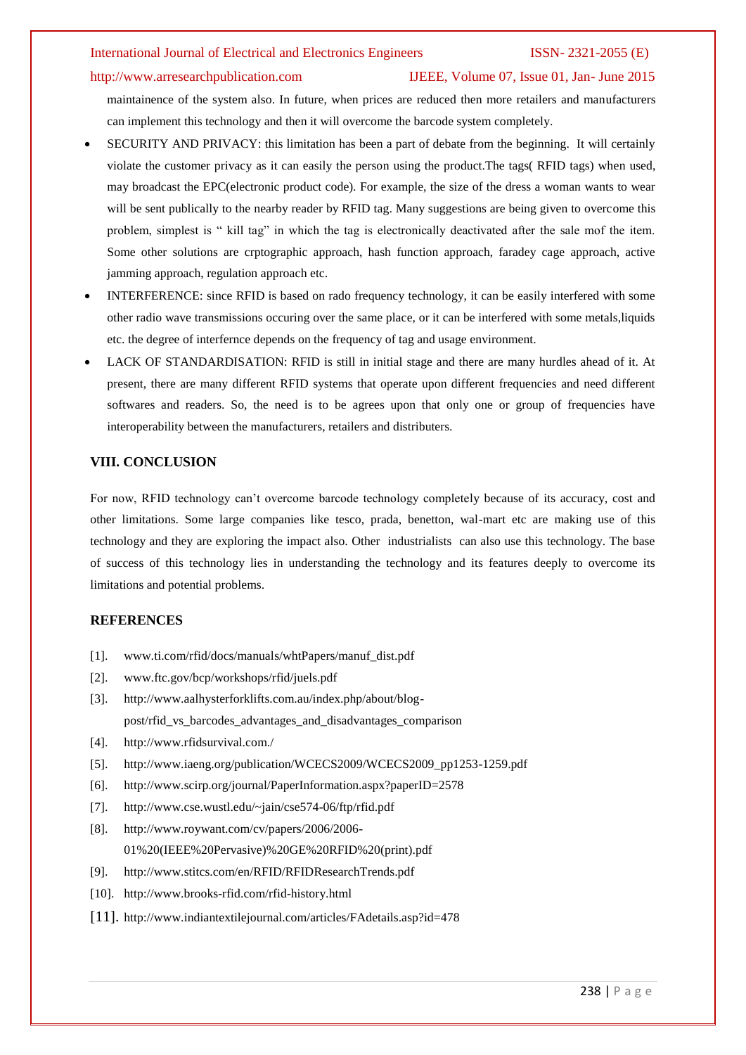maintainence of the system also. In future, when prices are reduced then more retailers and manufacturers can implement this technology and then it will overcome the barcode system completely.

- SECURITY AND PRIVACY: this limitation has been a part of debate from the beginning. It will certainly violate the customer privacy as it can easily the person using the product.The tags( RFID tags) when used, may broadcast the EPC(electronic product code). For example, the size of the dress a woman wants to wear will be sent publically to the nearby reader by RFID tag. Many suggestions are being given to overcome this problem, simplest is " kill tag" in which the tag is electronically deactivated after the sale mof the item. Some other solutions are crptographic approach, hash function approach, faradey cage approach, active jamming approach, regulation approach etc.
- INTERFERENCE: since RFID is based on rado frequency technology, it can be easily interfered with some other radio wave transmissions occuring over the same place, or it can be interfered with some metals,liquids etc. the degree of interfernce depends on the frequency of tag and usage environment.
- LACK OF STANDARDISATION: RFID is still in initial stage and there are many hurdles ahead of it. At present, there are many different RFID systems that operate upon different frequencies and need different softwares and readers. So, the need is to be agrees upon that only one or group of frequencies have interoperability between the manufacturers, retailers and distributers.

## VIII. CONCLUSION

For now, RFID technology can't overcome barcode technology completely because of its accuracy, cost and other limitations. Some large companies like tesco, prada, benetton, wal-mart etc are making use of this technology and they are exploring the impact also. Other industrialists can also use this technology. The base of success of this technology lies in understanding the technology and its features deeply to overcome its limitations and potential problems.

## REFERENCES

[1]. www.ti.com/rfid/docs/manuals/whtPapers/manuf_dist.pdf

[2]. www.ftc.gov/bcp/workshops/rfid/juels.pdf

[3]. http://www.aalhysterforklifts.com.au/index.php/about/blog-post/rfid_vs_barcodes_advantages_and_disadvantages_comparison

[4]. http://www.rfidsurvival.com./

[5]. http://www.iaeng.org/publication/WCECS2009/WCECS2009_pp1253-1259.pdf

[6]. http://www.scirp.org/journal/PaperInformation.aspx?paperID=2578

[7]. http://www.cse.wustl.edu/~jain/cse574-06/ftp/rfid.pdf

[8]. http://www.roywant.com/cv/papers/2006/2006-01%20(IEEE%20Pervasive)%20GE%20RFID%20(print).pdf

[9]. http://www.stitcs.com/en/RFID/RFIDResearchTrends.pdf

[10]. http://www.brooks-rfid.com/rfid-history.html

[11]. http://www.indiantextilejournal.com/articles/FAdetails.asp?id=478